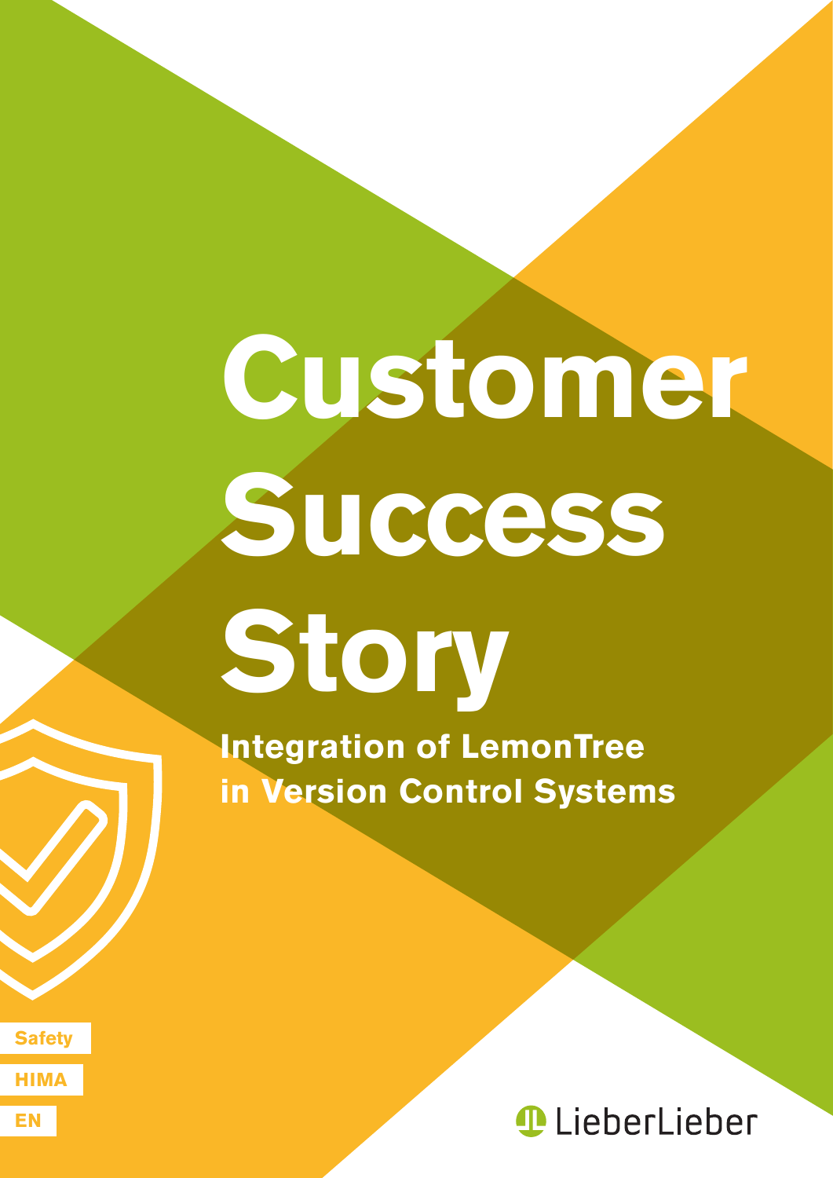# Customer Success Story

## Integration of LemonTree in Version Control Systems

Safety

HIMA

EN

LieberLieber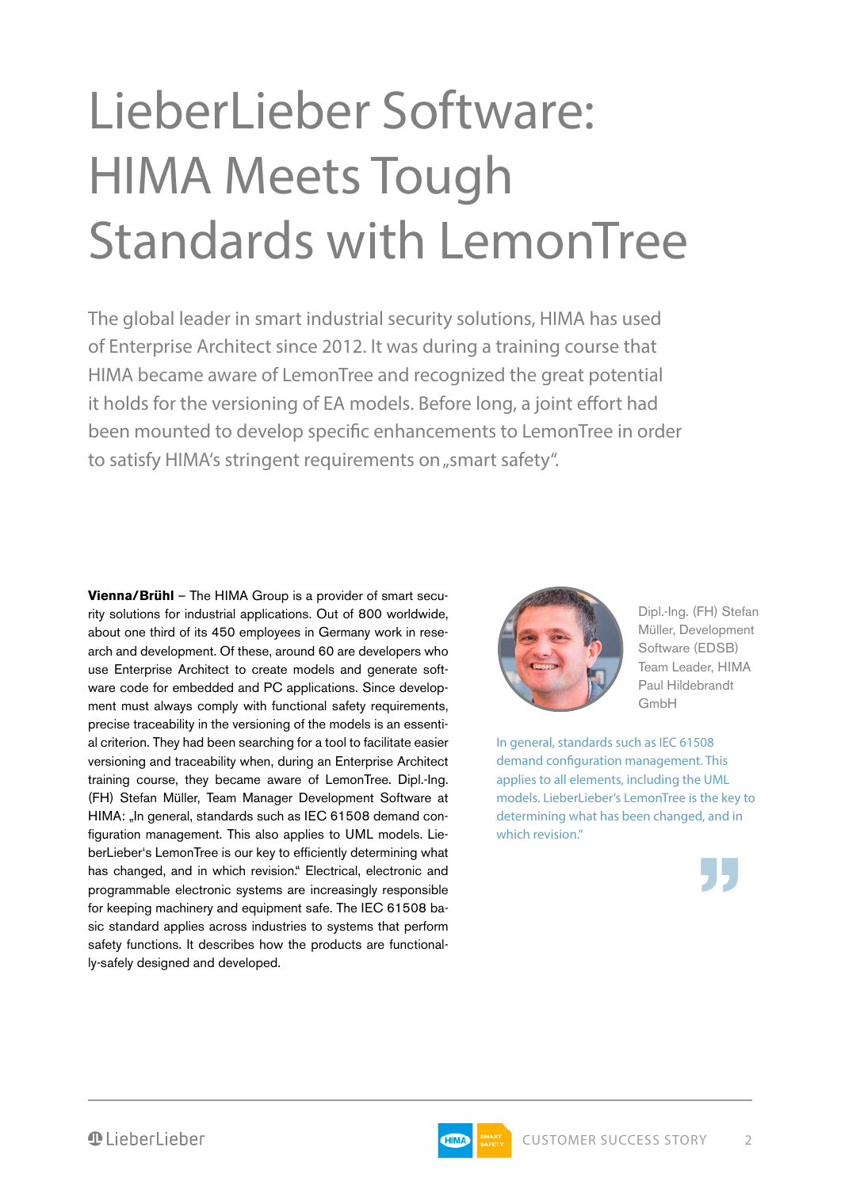# LieberLieber Software: HIMA Meets Tough Standards with LemonTree

The global leader in smart industrial security solutions, HIMA has used of Enterprise Architect since 2012. It was during a training course that HIMA became aware of LemonTree and recognized the great potential it holds for the versioning of EA models. Before long, a joint effort had been mounted to develop specific enhancements to LemonTree in order to satisfy HIMA's stringent requirements on „smart safety".

**Vienna/Brühl** – The HIMA Group is a provider of smart security solutions for industrial applications. Out of 800 worldwide, about one third of its 450 employees in Germany work in research and development. Of these, around 60 are developers who use Enterprise Architect to create models and generate software code for embedded and PC applications. Since development must always comply with functional safety requirements, precise traceability in the versioning of the models is an essential criterion. They had been searching for a tool to facilitate easier versioning and traceability when, during an Enterprise Architect training course, they became aware of LemonTree. Dipl.-Ing. (FH) Stefan Müller, Team Manager Development Software at HIMA: „In general, standards such as IEC 61508 demand configuration management. This also applies to UML models. LieberLieber's LemonTree is our key to efficiently determining what has changed, and in which revision." Electrical, electronic and programmable electronic systems are increasingly responsible for keeping machinery and equipment safe. The IEC 61508 basic standard applies across industries to systems that perform safety functions. It describes how the products are functionally-safely designed and developed.

Dipl.-Ing. (FH) Stefan Müller, Development Software (EDSB) Team Leader, HIMA Paul Hildebrandt GmbH

In general, standards such as IEC 61508 demand configuration management. This applies to all elements, including the UML models. LieberLieber's LemonTree is the key to determining what has been changed, and in which revision."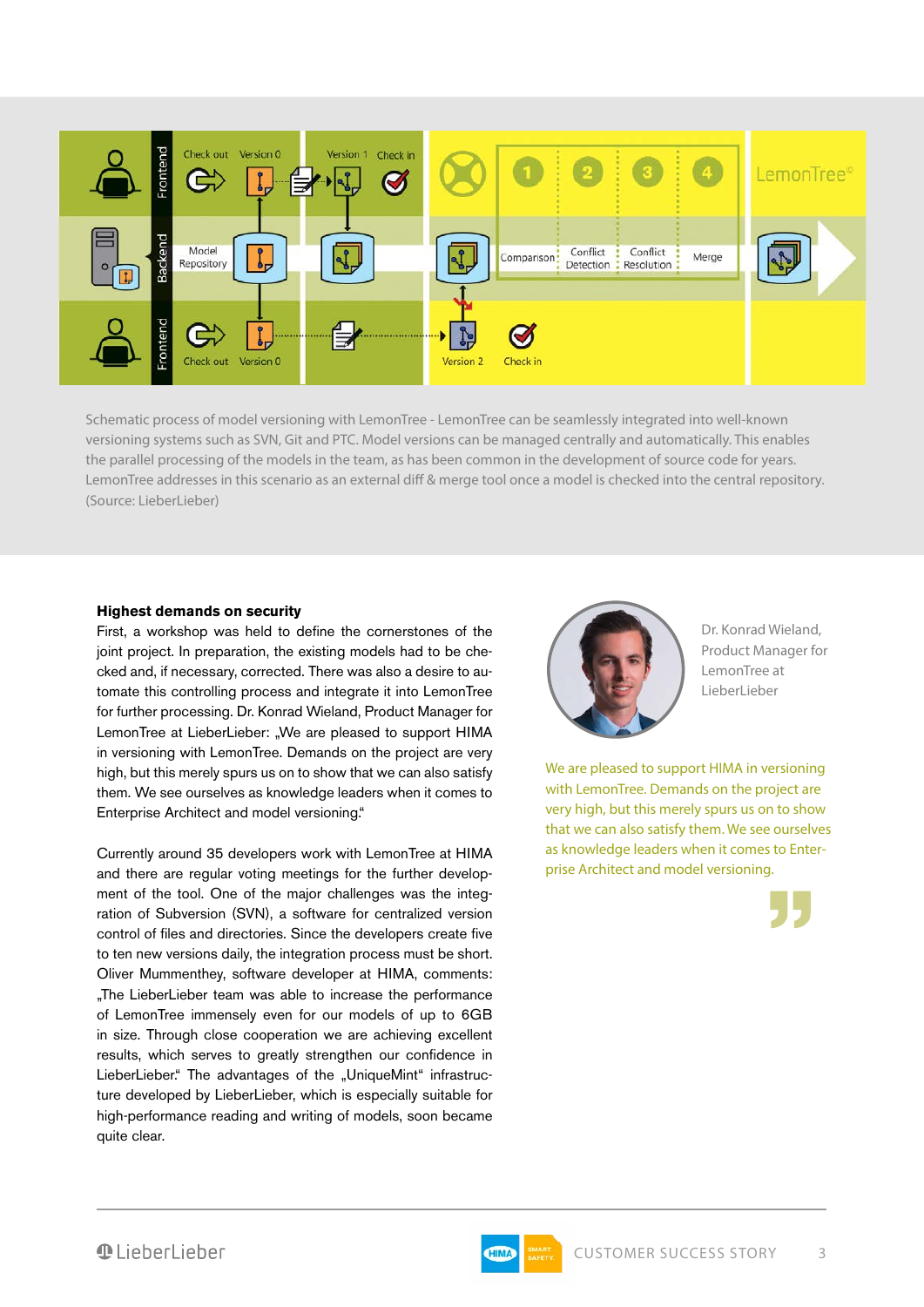Schematic process of model versioning with LemonTree - LemonTree can be seamlessly integrated into well-known versioning systems such as SVN, Git and PTC. Model versions can be managed centrally and automatically. This enables the parallel processing of the models in the team, as has been common in the development of source code for years. LemonTree addresses in this scenario as an external diff & merge tool once a model is checked into the central repository. (Source: LieberLieber)

### Highest demands on security

First, a workshop was held to define the cornerstones of the joint project. In preparation, the existing models had to be checked and, if necessary, corrected. There was also a desire to automate this controlling process and integrate it into LemonTree for further processing. Dr. Konrad Wieland, Product Manager for LemonTree at LieberLieber: „We are pleased to support HIMA in versioning with LemonTree. Demands on the project are very high, but this merely spurs us on to show that we can also satisfy them. We see ourselves as knowledge leaders when it comes to Enterprise Architect and model versioning."

Currently around 35 developers work with LemonTree at HIMA and there are regular voting meetings for the further development of the tool. One of the major challenges was the integration of Subversion (SVN), a software for centralized version control of files and directories. Since the developers create five to ten new versions daily, the integration process must be short. Oliver Mummenthey, software developer at HIMA, comments: „The LieberLieber team was able to increase the performance of LemonTree immensely even for our models of up to 6GB in size. Through close cooperation we are achieving excellent results, which serves to greatly strengthen our confidence in LieberLieber." The advantages of the „UniqueMint" infrastructure developed by LieberLieber, which is especially suitable for high-performance reading and writing of models, soon became quite clear.

Dr. Konrad Wieland, Product Manager for LemonTree at LieberLieber

> We are pleased to support HIMA in versioning with LemonTree. Demands on the project are very high, but this merely spurs us on to show that we can also satisfy them. We see ourselves as knowledge leaders when it comes to Enterprise Architect and model versioning.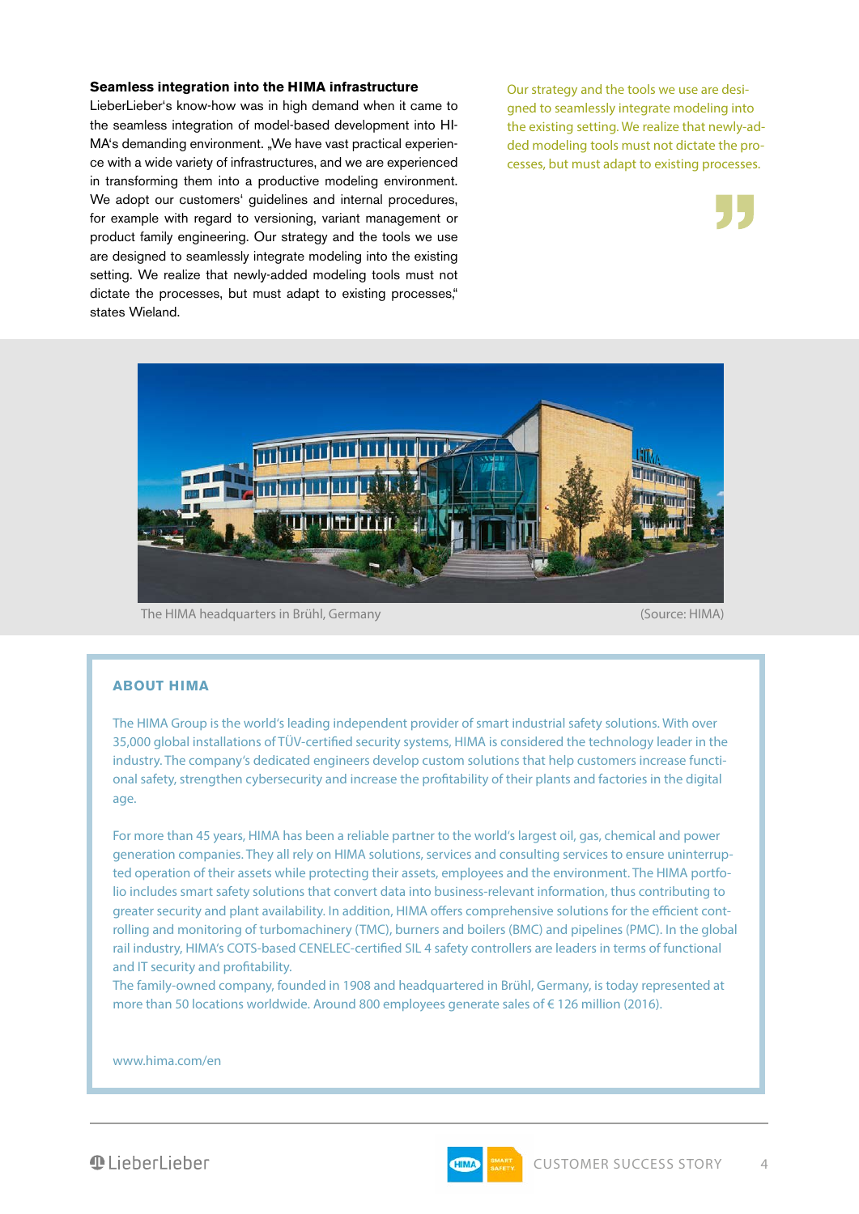**Seamless integration into the HIMA infrastructure**

LieberLieber's know-how was in high demand when it came to the seamless integration of model-based development into HIMA's demanding environment. „We have vast practical experience with a wide variety of infrastructures, and we are experienced in transforming them into a productive modeling environment. We adopt our customers' guidelines and internal procedures, for example with regard to versioning, variant management or product family engineering. Our strategy and the tools we use are designed to seamlessly integrate modeling into the existing setting. We realize that newly-added modeling tools must not dictate the processes, but must adapt to existing processes," states Wieland.

> Our strategy and the tools we use are designed to seamlessly integrate modeling into the existing setting. We realize that newly-added modeling tools must not dictate the processes, but must adapt to existing processes.

The HIMA headquarters in Brühl, Germany (Source: HIMA)

## ABOUT HIMA

The HIMA Group is the world's leading independent provider of smart industrial safety solutions. With over 35,000 global installations of TÜV-certified security systems, HIMA is considered the technology leader in the industry. The company's dedicated engineers develop custom solutions that help customers increase functional safety, strengthen cybersecurity and increase the profitability of their plants and factories in the digital age.

For more than 45 years, HIMA has been a reliable partner to the world's largest oil, gas, chemical and power generation companies. They all rely on HIMA solutions, services and consulting services to ensure uninterrupted operation of their assets while protecting their assets, employees and the environment. The HIMA portfolio includes smart safety solutions that convert data into business-relevant information, thus contributing to greater security and plant availability. In addition, HIMA offers comprehensive solutions for the efficient controlling and monitoring of turbomachinery (TMC), burners and boilers (BMC) and pipelines (PMC). In the global rail industry, HIMA's COTS-based CENELEC-certified SIL 4 safety controllers are leaders in terms of functional and IT security and profitability.
The family-owned company, founded in 1908 and headquartered in Brühl, Germany, is today represented at more than 50 locations worldwide. Around 800 employees generate sales of € 126 million (2016).

www.hima.com/en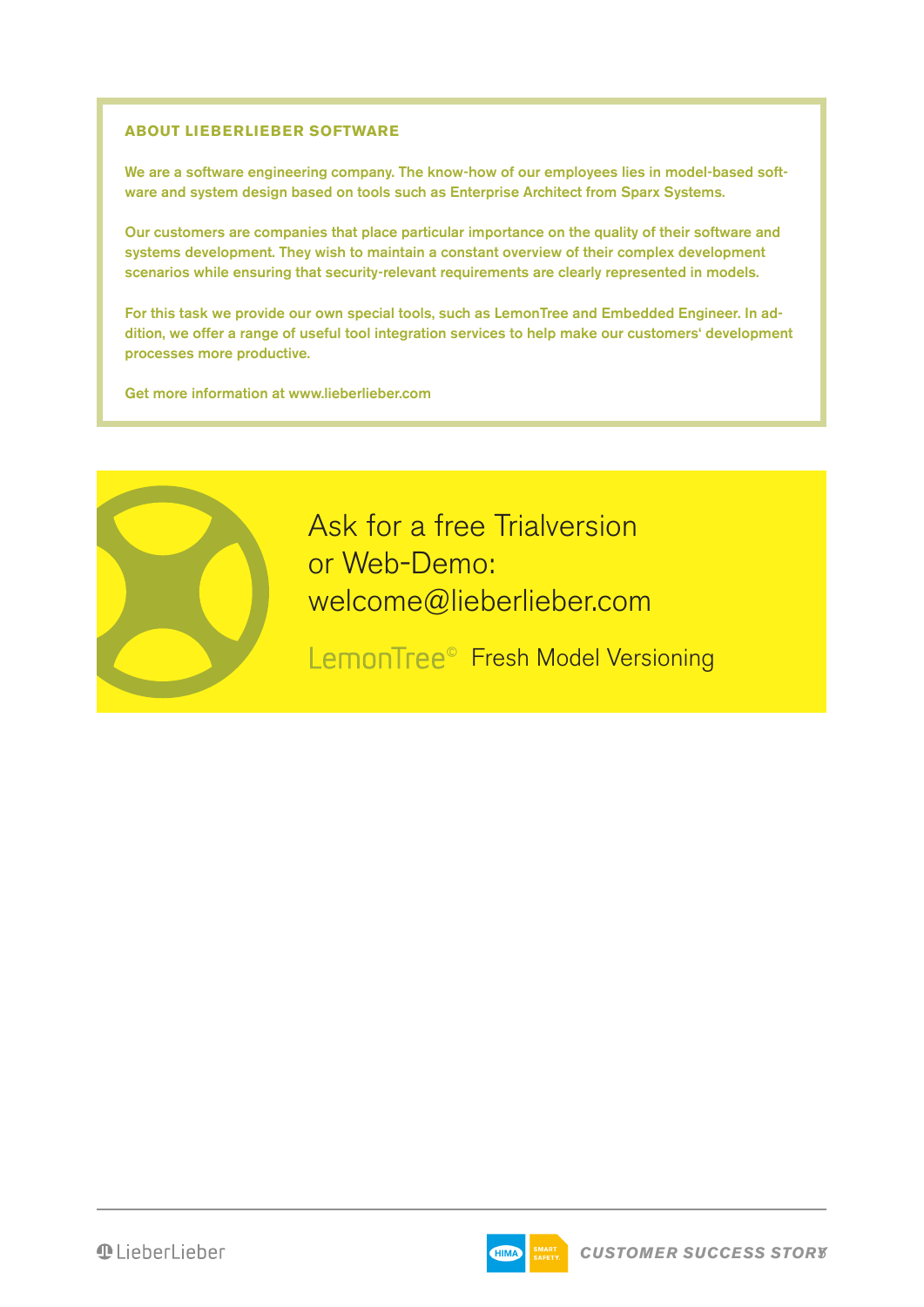## ABOUT LIEBERLIEBER SOFTWARE

We are a software engineering company. The know-how of our employees lies in model-based software and system design based on tools such as Enterprise Architect from Sparx Systems.

Our customers are companies that place particular importance on the quality of their software and systems development. They wish to maintain a constant overview of their complex development scenarios while ensuring that security-relevant requirements are clearly represented in models.

For this task we provide our own special tools, such as LemonTree and Embedded Engineer. In addition, we offer a range of useful tool integration services to help make our customers' development processes more productive.

Get more information at www.lieberlieber.com

Ask for a free Trialversion or Web-Demo: welcome@lieberlieber.com

LemonTree© Fresh Model Versioning